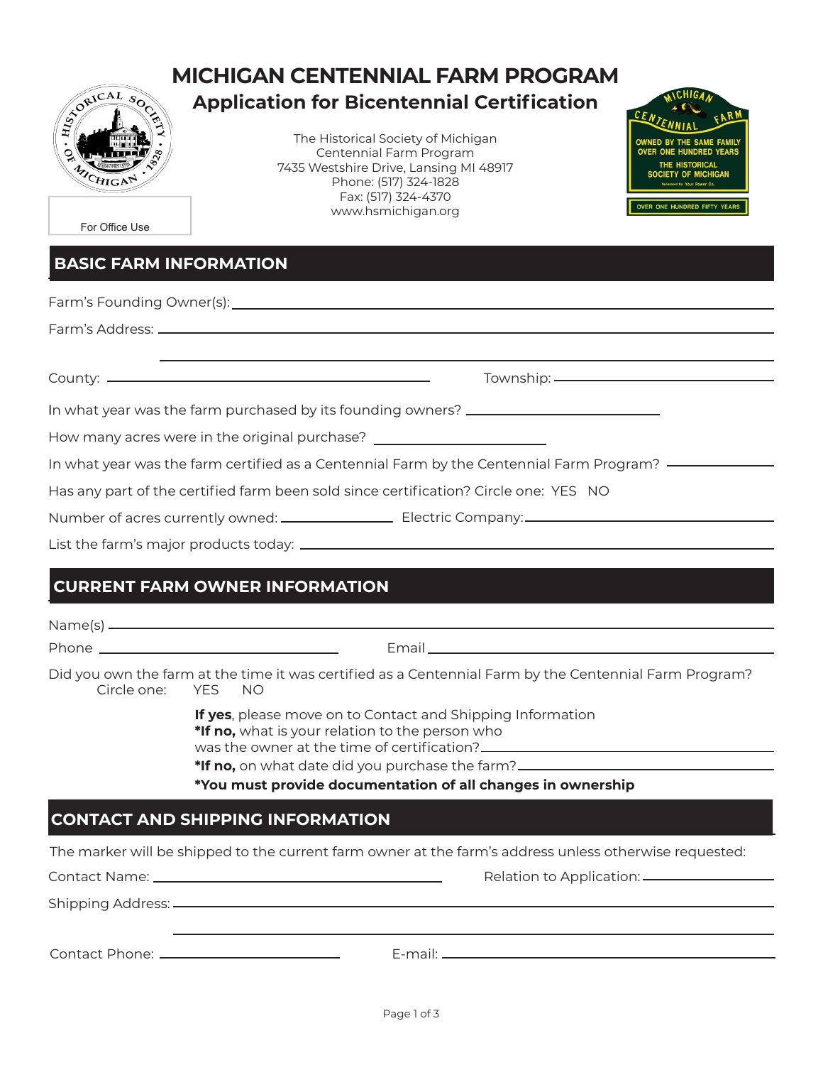# MICHIGAN CENTENNIAL FARM PROGRAM

## Application for Bicentennial Certification

The Historical Society of Michigan
Centennial Farm Program
7435 Westshire Drive, Lansing MI 48917
Phone: (517) 324-1828
Fax: (517) 324-4370
www.hsmichigan.org

For Office Use

## BASIC FARM INFORMATION

Farm's Founding Owner(s): ______________________________

Farm's Address: ______________________________

______________________________

County: ______________________________ Township: ______________________________

In what year was the farm purchased by its founding owners? ______________________________

How many acres were in the original purchase? ______________________________

In what year was the farm certified as a Centennial Farm by the Centennial Farm Program? ______________

Has any part of the certified farm been sold since certification? Circle one: YES NO

Number of acres currently owned: ______________ Electric Company: ______________________________

List the farm's major products today: ______________________________

## CURRENT FARM OWNER INFORMATION

Name(s) ______________________________

Phone ______________________________ Email ______________________________

Did you own the farm at the time it was certified as a Centennial Farm by the Centennial Farm Program?
Circle one: YES NO

**If yes**, please move on to Contact and Shipping Information
***If no,** what is your relation to the person who was the owner at the time of certification? ______________________________
***If no,** on what date did you purchase the farm? ______________________________
***You must provide documentation of all changes in ownership**

## CONTACT AND SHIPPING INFORMATION

The marker will be shipped to the current farm owner at the farm's address unless otherwise requested:

Contact Name: ______________________________ Relation to Application: ______________________________

Shipping Address: ______________________________

______________________________

Contact Phone: ______________________________ E-mail: ______________________________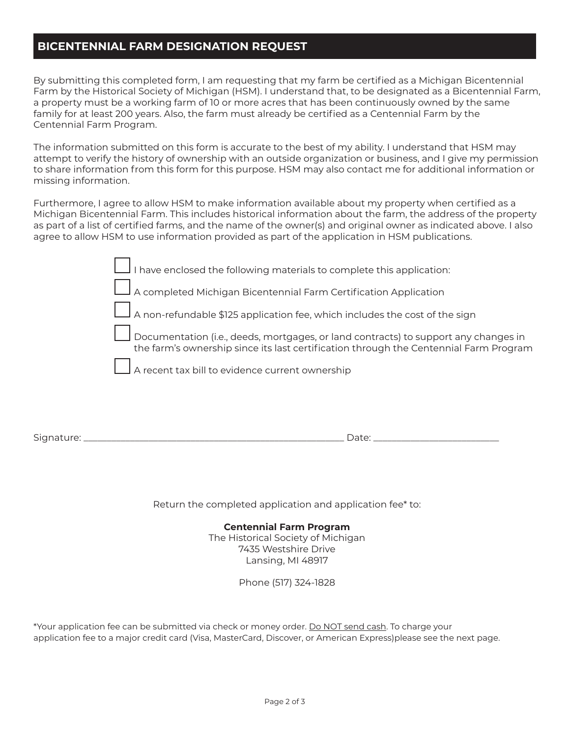## BICENTENNIAL FARM DESIGNATION REQUEST

By submitting this completed form, I am requesting that my farm be certified as a Michigan Bicentennial Farm by the Historical Society of Michigan (HSM). I understand that, to be designated as a Bicentennial Farm, a property must be a working farm of 10 or more acres that has been continuously owned by the same family for at least 200 years. Also, the farm must already be certified as a Centennial Farm by the Centennial Farm Program.

The information submitted on this form is accurate to the best of my ability. I understand that HSM may attempt to verify the history of ownership with an outside organization or business, and I give my permission to share information from this form for this purpose. HSM may also contact me for additional information or missing information.

Furthermore, I agree to allow HSM to make information available about my property when certified as a Michigan Bicentennial Farm. This includes historical information about the farm, the address of the property as part of a list of certified farms, and the name of the owner(s) and original owner as indicated above. I also agree to allow HSM to use information provided as part of the application in HSM publications.

- [ ] I have enclosed the following materials to complete this application:
- [ ] A completed Michigan Bicentennial Farm Certification Application
- [ ] A non-refundable $125 application fee, which includes the cost of the sign
- [ ] Documentation (i.e., deeds, mortgages, or land contracts) to support any changes in the farm's ownership since its last certification through the Centennial Farm Program
- [ ] A recent tax bill to evidence current ownership

Signature: ______________________________ Date: ____________________

Return the completed application and application fee* to:

**Centennial Farm Program**
The Historical Society of Michigan
7435 Westshire Drive
Lansing, MI 48917

Phone (517) 324-1828

*Your application fee can be submitted via check or money order. Do NOT send cash. To charge your application fee to a major credit card (Visa, MasterCard, Discover, or American Express)please see the next page.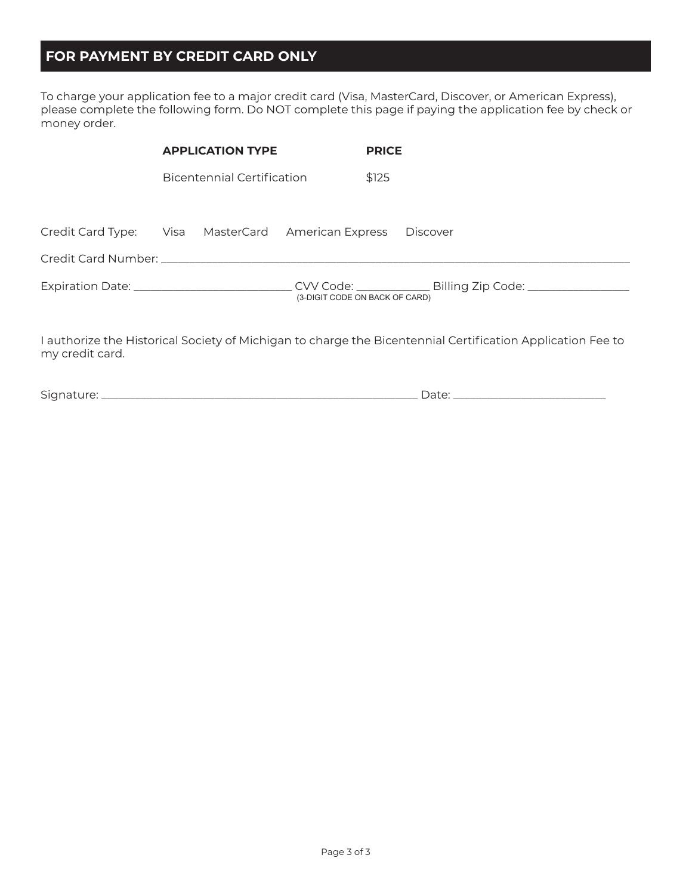## FOR PAYMENT BY CREDIT CARD ONLY

To charge your application fee to a major credit card (Visa, MasterCard, Discover, or American Express), please complete the following form. Do NOT complete this page if paying the application fee by check or money order.

| APPLICATION TYPE | PRICE |
|---|---|
| Bicentennial Certification | $125 |

Credit Card Type: Visa MasterCard American Express Discover

Credit Card Number: ______________________________________________________________________________

Expiration Date: __________________________ CVV Code: ____________ Billing Zip Code: _________________
(3-DIGIT CODE ON BACK OF CARD)

I authorize the Historical Society of Michigan to charge the Bicentennial Certification Application Fee to my credit card.

Signature: _____________________________________________________ Date: __________________________